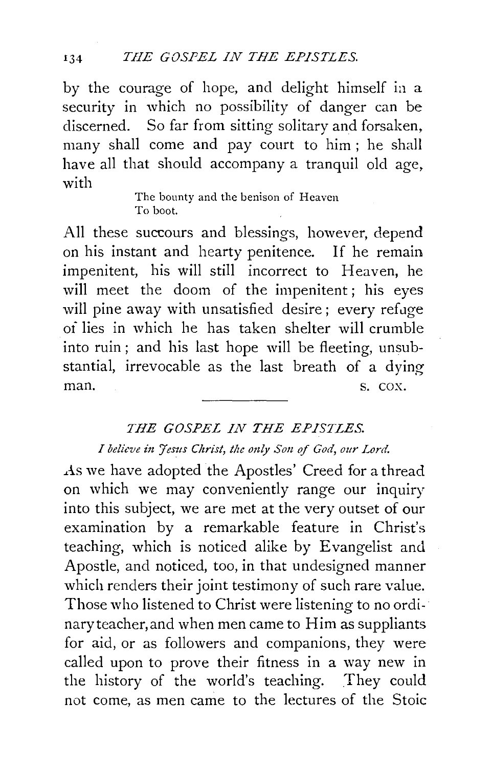by the courage of hope, and delight himself in a security in which no possibility of danger can be discerned. So far from sitting solitary and forsaken, many shall come and pay court to him; he shall have all that should accompany a tranquil old age, with

> The bounty and the benison of Heaven
> To boot.

All these succours and blessings, however, depend on his instant and hearty penitence. If he remain impenitent, his will still incorrect to Heaven, he will meet the doom of the impenitent; his eyes will pine away with unsatisfied desire; every refuge of lies in which he has taken shelter will crumble into ruin; and his last hope will be fleeting, unsubstantial, irrevocable as the last breath of a dying man.

S. COX.

---

## *THE GOSPEL IN THE EPISTLES.*

*I believe in Jesus Christ, the only Son of God, our Lord.*

As we have adopted the Apostles' Creed for a thread on which we may conveniently range our inquiry into this subject, we are met at the very outset of our examination by a remarkable feature in Christ's teaching, which is noticed alike by Evangelist and Apostle, and noticed, too, in that undesigned manner which renders their joint testimony of such rare value. Those who listened to Christ were listening to no ordinary teacher, and when men came to Him as suppliants for aid, or as followers and companions, they were called upon to prove their fitness in a way new in the history of the world's teaching. They could not come, as men came to the lectures of the Stoic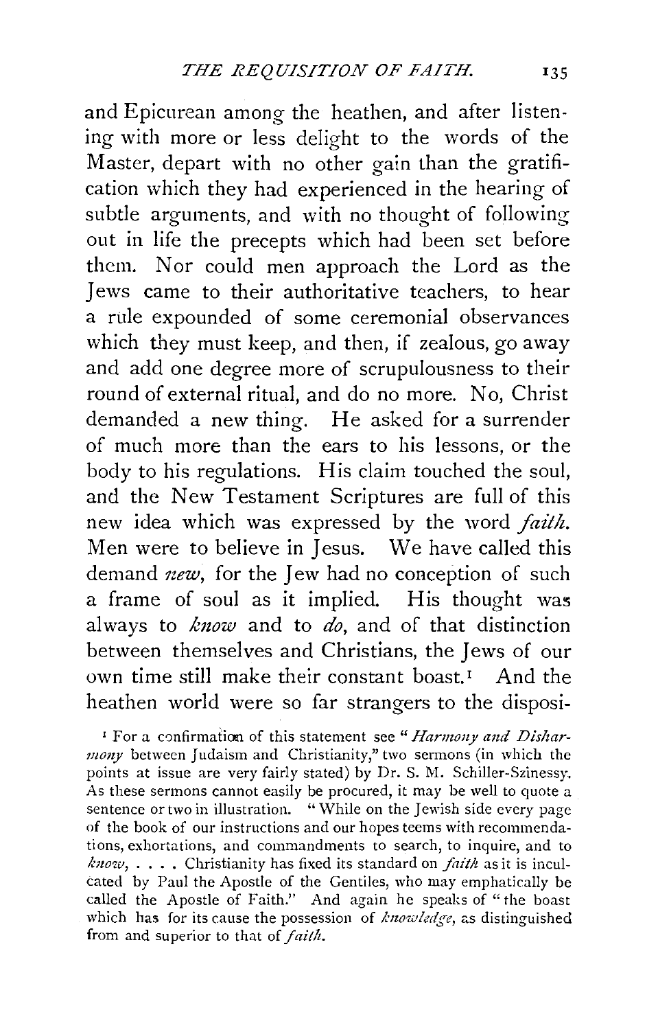and Epicurean among the heathen, and after listening with more or less delight to the words of the Master, depart with no other gain than the gratification which they had experienced in the hearing of subtle arguments, and with no thought of following out in life the precepts which had been set before them. Nor could men approach the Lord as the Jews came to their authoritative teachers, to hear a rule expounded of some ceremonial observances which they must keep, and then, if zealous, go away and add one degree more of scrupulousness to their round of external ritual, and do no more. No, Christ demanded a new thing. He asked for a surrender of much more than the ears to his lessons, or the body to his regulations. His claim touched the soul, and the New Testament Scriptures are full of this new idea which was expressed by the word *faith*. Men were to believe in Jesus. We have called this demand *new*, for the Jew had no conception of such a frame of soul as it implied. His thought was always to *know* and to *do*, and of that distinction between themselves and Christians, the Jews of our own time still make their constant boast.[1] And the heathen world were so far strangers to the disposi-

[1] For a confirmation of this statement see "*Harmony and Disharmony* between Judaism and Christianity," two sermons (in which the points at issue are very fairly stated) by Dr. S. M. Schiller-Szinessy. As these sermons cannot easily be procured, it may be well to quote a sentence or two in illustration. "While on the Jewish side every page of the book of our instructions and our hopes teems with recommendations, exhortations, and commandments to search, to inquire, and to *know*, . . . . Christianity has fixed its standard on *faith* as it is inculcated by Paul the Apostle of the Gentiles, who may emphatically be called the Apostle of Faith." And again he speaks of "the boast which has for its cause the possession of *knowledge*, as distinguished from and superior to that of *faith*.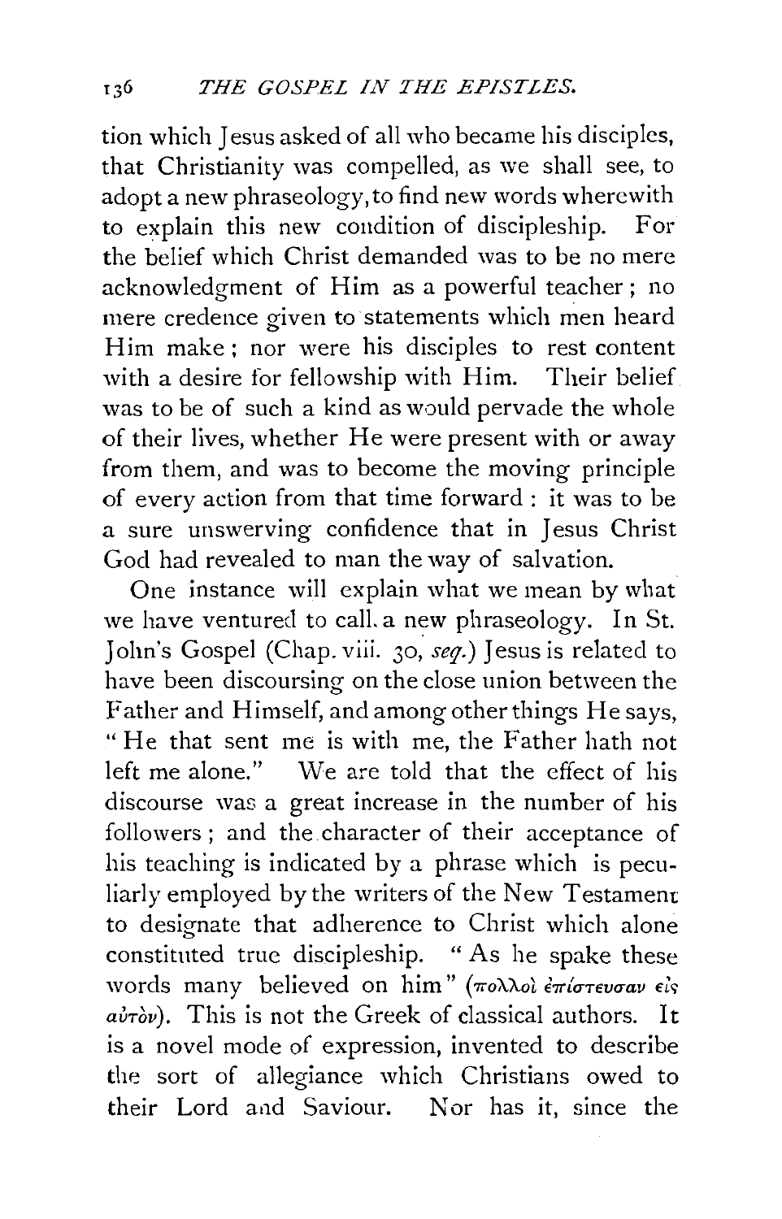tion which Jesus asked of all who became his disciples, that Christianity was compelled, as we shall see, to adopt a new phraseology, to find new words wherewith to explain this new condition of discipleship. For the belief which Christ demanded was to be no mere acknowledgment of Him as a powerful teacher; no mere credence given to statements which men heard Him make; nor were his disciples to rest content with a desire for fellowship with Him. Their belief was to be of such a kind as would pervade the whole of their lives, whether He were present with or away from them, and was to become the moving principle of every action from that time forward: it was to be a sure unswerving confidence that in Jesus Christ God had revealed to man the way of salvation.

One instance will explain what we mean by what we have ventured to call a new phraseology. In St. John's Gospel (Chap. viii. 30, *seq.*) Jesus is related to have been discoursing on the close union between the Father and Himself, and among other things He says, "He that sent me is with me, the Father hath not left me alone." We are told that the effect of his discourse was a great increase in the number of his followers; and the character of their acceptance of his teaching is indicated by a phrase which is peculiarly employed by the writers of the New Testament to designate that adherence to Christ which alone constituted true discipleship. "As he spake these words many believed on him" (*πολλοὶ ἐπίστευσαν εἰς αὐτὸν*). This is not the Greek of classical authors. It is a novel mode of expression, invented to describe the sort of allegiance which Christians owed to their Lord and Saviour. Nor has it, since the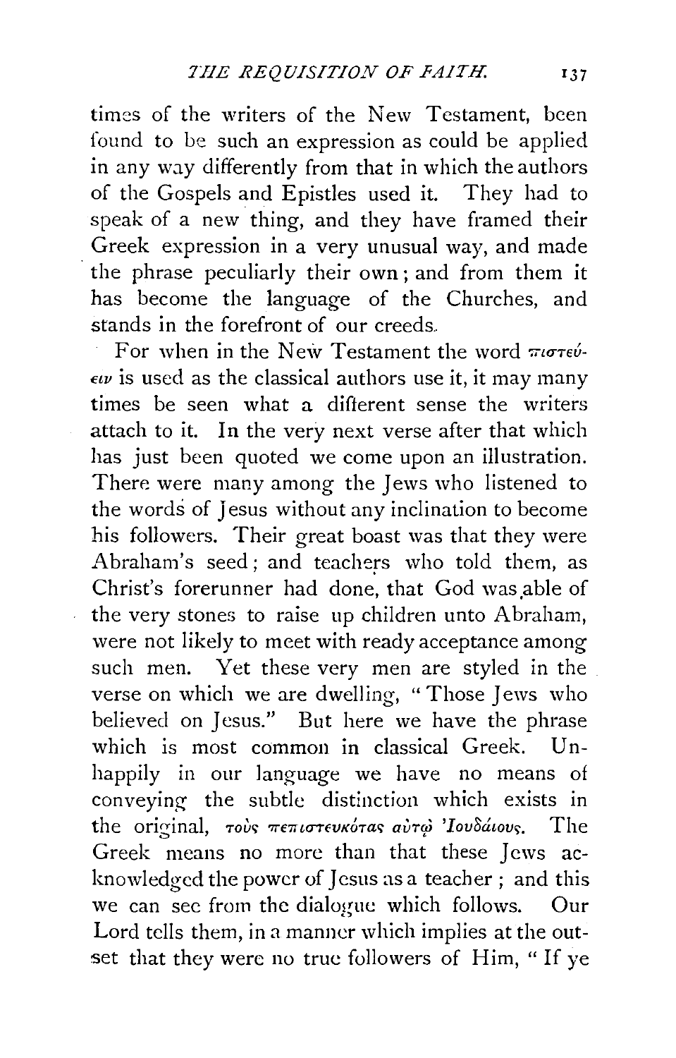times of the writers of the New Testament, been found to be such an expression as could be applied in any way differently from that in which the authors of the Gospels and Epistles used it. They had to speak of a new thing, and they have framed their Greek expression in a very unusual way, and made the phrase peculiarly their own; and from them it has become the language of the Churches, and stands in the forefront of our creeds.

For when in the New Testament the word πιστεύειν is used as the classical authors use it, it may many times be seen what a different sense the writers attach to it. In the very next verse after that which has just been quoted we come upon an illustration. There were many among the Jews who listened to the words of Jesus without any inclination to become his followers. Their great boast was that they were Abraham's seed; and teachers who told them, as Christ's forerunner had done, that God was able of the very stones to raise up children unto Abraham, were not likely to meet with ready acceptance among such men. Yet these very men are styled in the verse on which we are dwelling, "Those Jews who believed on Jesus." But here we have the phrase which is most common in classical Greek. Unhappily in our language we have no means of conveying the subtle distinction which exists in the original, τοὺς πεπιστευκότας αὐτῷ Ἰουδαίους. The Greek means no more than that these Jews acknowledged the power of Jesus as a teacher; and this we can see from the dialogue which follows. Our Lord tells them, in a manner which implies at the outset that they were no true followers of Him, "If ye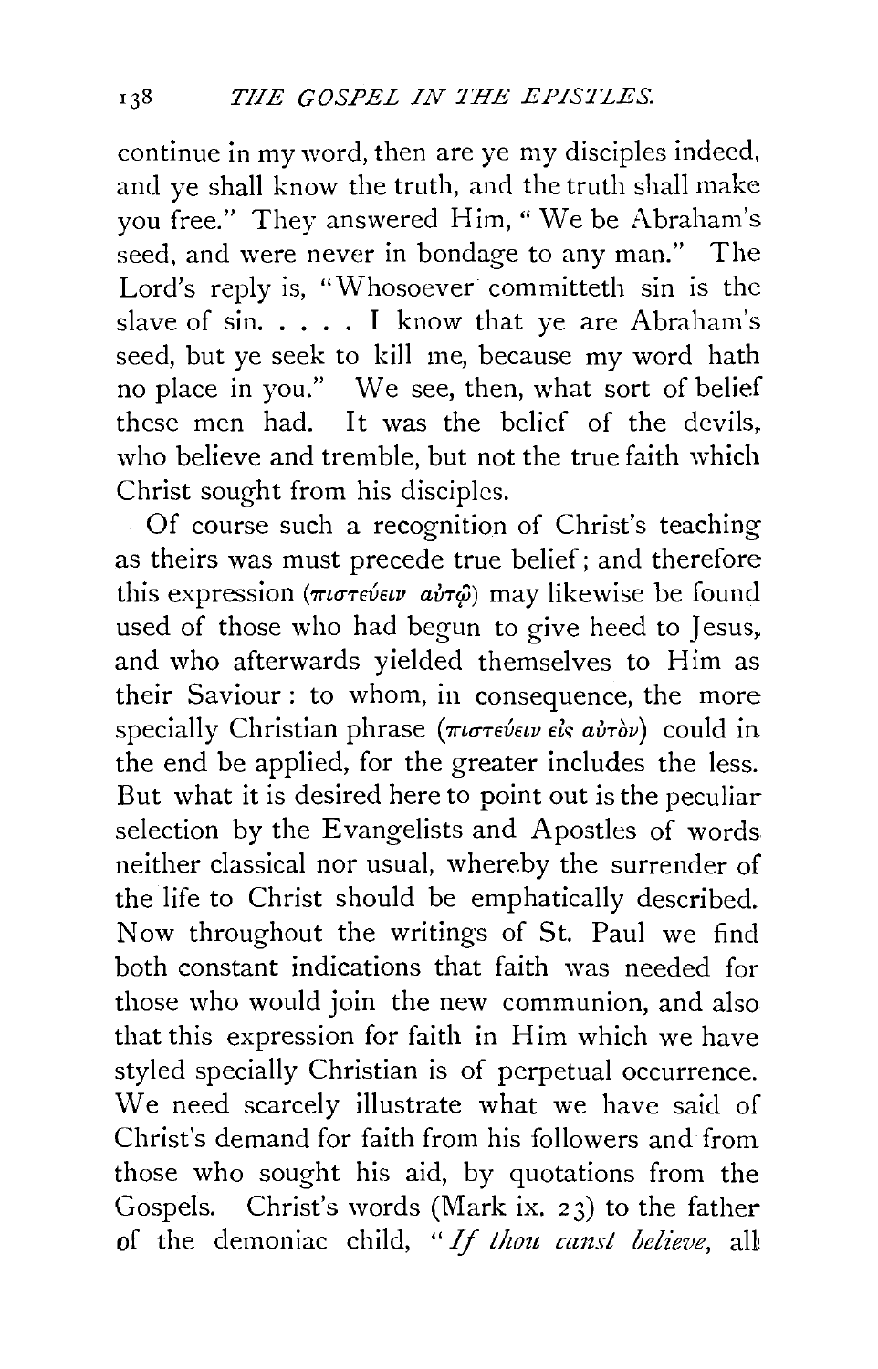continue in my word, then are ye my disciples indeed, and ye shall know the truth, and the truth shall make you free." They answered Him, " We be Abraham's seed, and were never in bondage to any man." The Lord's reply is, "Whosoever committeth sin is the slave of sin. . . . . I know that ye are Abraham's seed, but ye seek to kill me, because my word hath no place in you." We see, then, what sort of belief these men had. It was the belief of the devils, who believe and tremble, but not the true faith which Christ sought from his disciples.

Of course such a recognition of Christ's teaching as theirs was must precede true belief; and therefore this expression (πιστεύειν αὐτῷ) may likewise be found used of those who had begun to give heed to Jesus, and who afterwards yielded themselves to Him as their Saviour: to whom, in consequence, the more specially Christian phrase (πιστεύειν εἰς αὐτὸν) could in the end be applied, for the greater includes the less. But what it is desired here to point out is the peculiar selection by the Evangelists and Apostles of words neither classical nor usual, whereby the surrender of the life to Christ should be emphatically described. Now throughout the writings of St. Paul we find both constant indications that faith was needed for those who would join the new communion, and also that this expression for faith in Him which we have styled specially Christian is of perpetual occurrence. We need scarcely illustrate what we have said of Christ's demand for faith from his followers and from those who sought his aid, by quotations from the Gospels. Christ's words (Mark ix. 23) to the father of the demoniac child, "*If thou canst believe*, all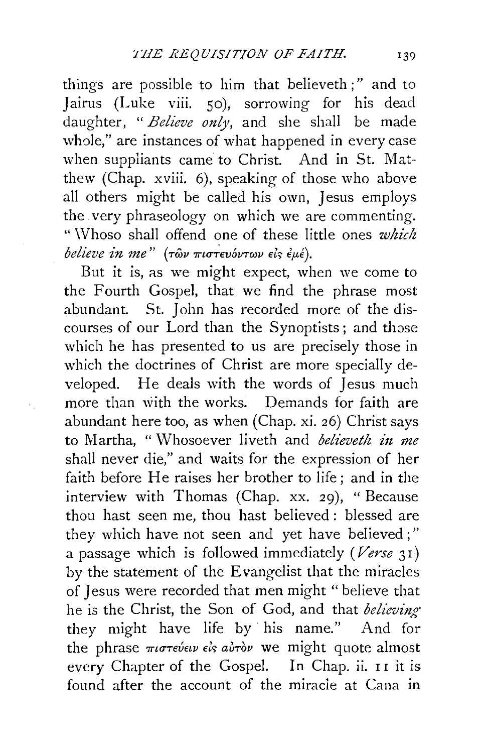things are possible to him that believeth;" and to Jairus (Luke viii. 50), sorrowing for his dead daughter, "*Believe only*, and she shall be made whole," are instances of what happened in every case when suppliants came to Christ. And in St. Matthew (Chap. xviii. 6), speaking of those who above all others might be called his own, Jesus employs the very phraseology on which we are commenting. "Whoso shall offend one of these little ones *which believe in me*" (τῶν πιστευόντων εἰς ἐμέ).

But it is, as we might expect, when we come to the Fourth Gospel, that we find the phrase most abundant. St. John has recorded more of the discourses of our Lord than the Synoptists; and those which he has presented to us are precisely those in which the doctrines of Christ are more specially developed. He deals with the words of Jesus much more than with the works. Demands for faith are abundant here too, as when (Chap. xi. 26) Christ says to Martha, "Whosoever liveth and *believeth in me* shall never die," and waits for the expression of her faith before He raises her brother to life; and in the interview with Thomas (Chap. xx. 29), "Because thou hast seen me, thou hast believed: blessed are they which have not seen and yet have believed;" a passage which is followed immediately (*Verse* 31) by the statement of the Evangelist that the miracles of Jesus were recorded that men might "believe that he is the Christ, the Son of God, and that *believing* they might have life by his name." And for the phrase πιστεύειν εἰς αὐτὸν we might quote almost every Chapter of the Gospel. In Chap. ii. 11 it is found after the account of the miracle at Cana in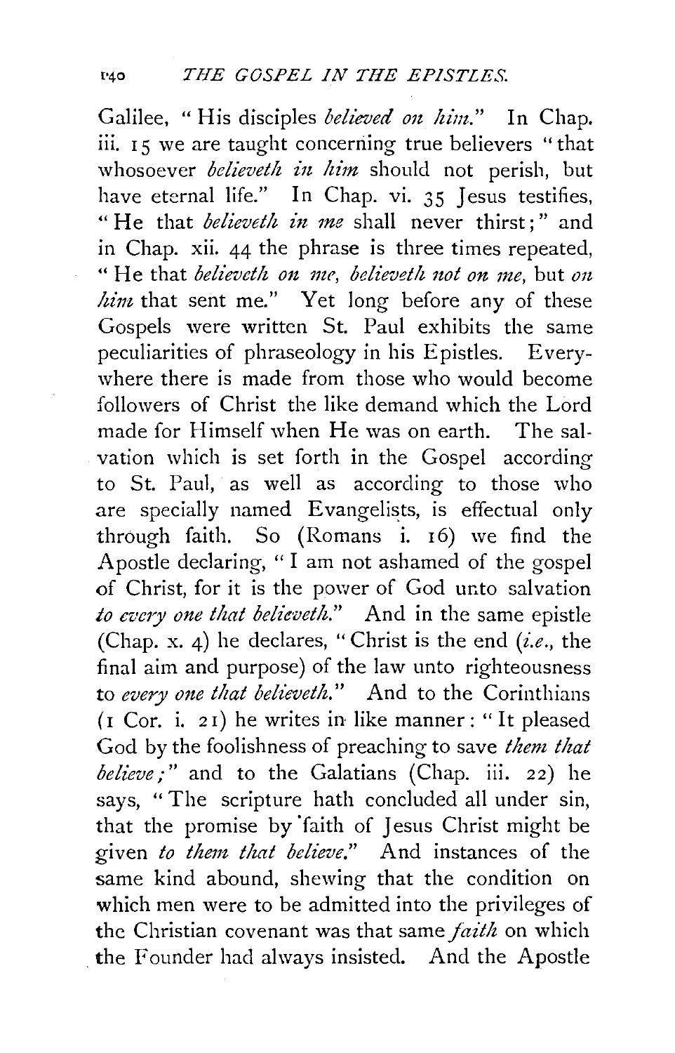Galilee, "His disciples *believed on him.*" In Chap. iii. 15 we are taught concerning true believers "that whosoever *believeth in him* should not perish, but have eternal life." In Chap. vi. 35 Jesus testifies, "He that *believeth in me* shall never thirst;" and in Chap. xii. 44 the phrase is three times repeated, "He that *believeth on me, believeth not on me,* but *on him* that sent me." Yet long before any of these Gospels were written St. Paul exhibits the same peculiarities of phraseology in his Epistles. Everywhere there is made from those who would become followers of Christ the like demand which the Lord made for Himself when He was on earth. The salvation which is set forth in the Gospel according to St. Paul, as well as according to those who are specially named Evangelists, is effectual only through faith. So (Romans i. 16) we find the Apostle declaring, "I am not ashamed of the gospel of Christ, for it is the power of God unto salvation *to every one that believeth.*" And in the same epistle (Chap. x. 4) he declares, "Christ is the end (*i.e.*, the final aim and purpose) of the law unto righteousness to *every one that believeth.*" And to the Corinthians (1 Cor. i. 21) he writes in like manner: "It pleased God by the foolishness of preaching to save *them that believe;*" and to the Galatians (Chap. iii. 22) he says, "The scripture hath concluded all under sin, that the promise by faith of Jesus Christ might be given *to them that believe.*" And instances of the same kind abound, shewing that the condition on which men were to be admitted into the privileges of the Christian covenant was that same *faith* on which the Founder had always insisted. And the Apostle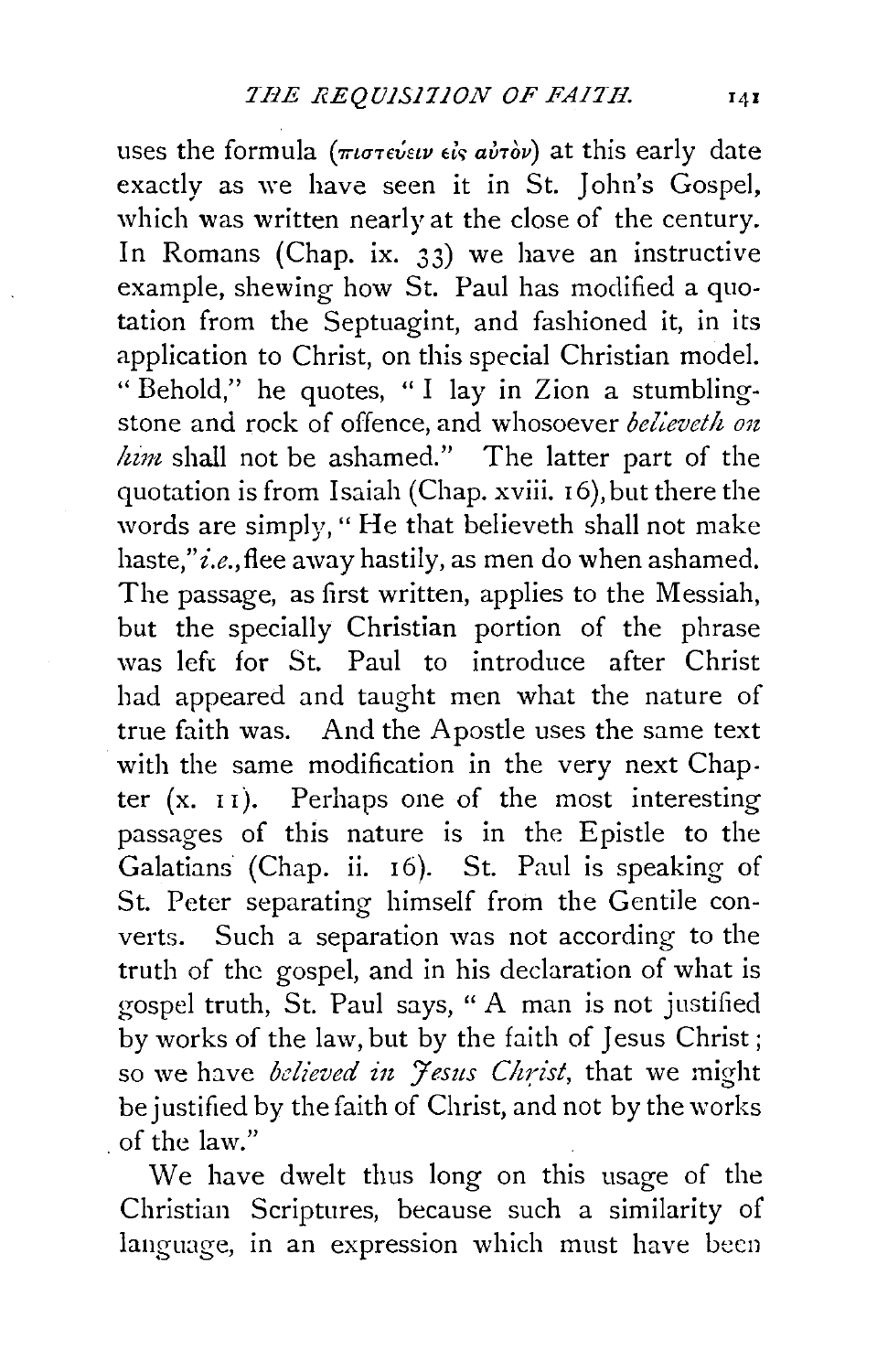uses the formula (πιστεύειν εἰς αὐτὸν) at this early date exactly as we have seen it in St. John's Gospel, which was written nearly at the close of the century. In Romans (Chap. ix. 33) we have an instructive example, shewing how St. Paul has modified a quotation from the Septuagint, and fashioned it, in its application to Christ, on this special Christian model. "Behold," he quotes, "I lay in Zion a stumbling-stone and rock of offence, and whosoever *believeth on him* shall not be ashamed." The latter part of the quotation is from Isaiah (Chap. xviii. 16), but there the words are simply, "He that believeth shall not make haste," *i.e.*, flee away hastily, as men do when ashamed. The passage, as first written, applies to the Messiah, but the specially Christian portion of the phrase was left for St. Paul to introduce after Christ had appeared and taught men what the nature of true faith was. And the Apostle uses the same text with the same modification in the very next Chapter (x. 11). Perhaps one of the most interesting passages of this nature is in the Epistle to the Galatians (Chap. ii. 16). St. Paul is speaking of St. Peter separating himself from the Gentile converts. Such a separation was not according to the truth of the gospel, and in his declaration of what is gospel truth, St. Paul says, "A man is not justified by works of the law, but by the faith of Jesus Christ; so we have *believed in Jesus Christ*, that we might be justified by the faith of Christ, and not by the works of the law."

We have dwelt thus long on this usage of the Christian Scriptures, because such a similarity of language, in an expression which must have been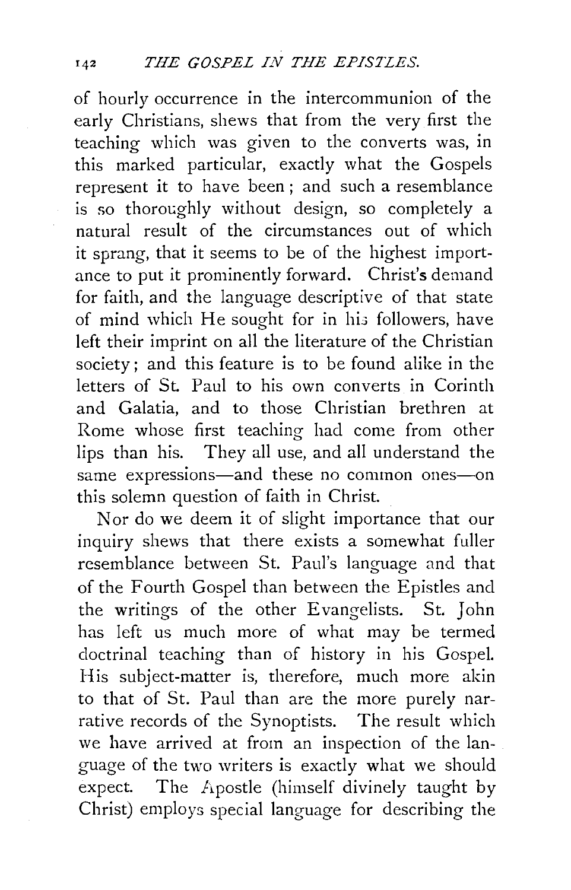of hourly occurrence in the intercommunion of the early Christians, shews that from the very first the teaching which was given to the converts was, in this marked particular, exactly what the Gospels represent it to have been; and such a resemblance is so thoroughly without design, so completely a natural result of the circumstances out of which it sprang, that it seems to be of the highest importance to put it prominently forward. Christ's demand for faith, and the language descriptive of that state of mind which He sought for in his followers, have left their imprint on all the literature of the Christian society; and this feature is to be found alike in the letters of St. Paul to his own converts in Corinth and Galatia, and to those Christian brethren at Rome whose first teaching had come from other lips than his. They all use, and all understand the same expressions—and these no common ones—on this solemn question of faith in Christ.

Nor do we deem it of slight importance that our inquiry shews that there exists a somewhat fuller resemblance between St. Paul's language and that of the Fourth Gospel than between the Epistles and the writings of the other Evangelists. St. John has left us much more of what may be termed doctrinal teaching than of history in his Gospel. His subject-matter is, therefore, much more akin to that of St. Paul than are the more purely narrative records of the Synoptists. The result which we have arrived at from an inspection of the language of the two writers is exactly what we should expect. The Apostle (himself divinely taught by Christ) employs special language for describing the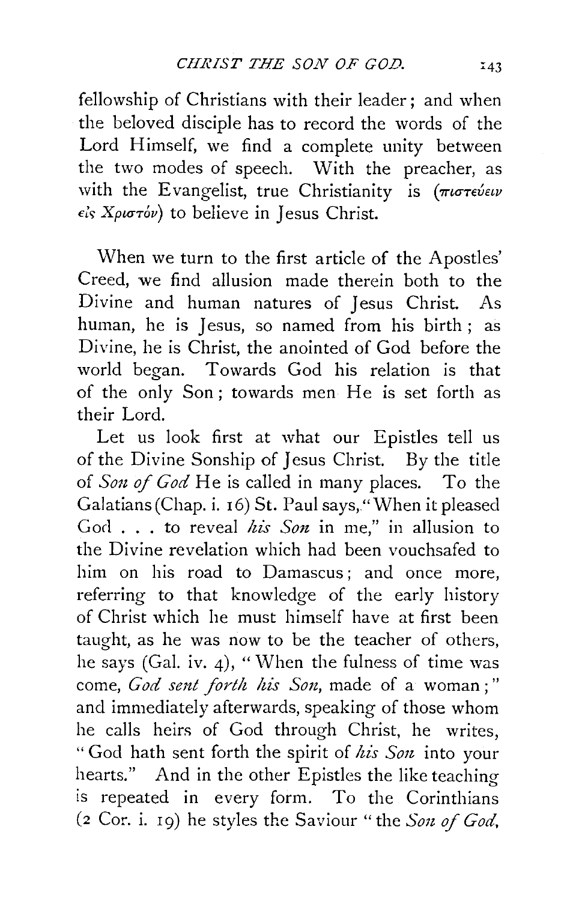fellowship of Christians with their leader; and when the beloved disciple has to record the words of the Lord Himself, we find a complete unity between the two modes of speech. With the preacher, as with the Evangelist, true Christianity is (πιστεύειν εἰς Χριστόν) to believe in Jesus Christ.

When we turn to the first article of the Apostles' Creed, we find allusion made therein both to the Divine and human natures of Jesus Christ. As human, he is Jesus, so named from his birth; as Divine, he is Christ, the anointed of God before the world began. Towards God his relation is that of the only Son; towards men He is set forth as their Lord.

Let us look first at what our Epistles tell us of the Divine Sonship of Jesus Christ. By the title of *Son of God* He is called in many places. To the Galatians (Chap. i. 16) St. Paul says, "When it pleased God . . . to reveal *his Son* in me," in allusion to the Divine revelation which had been vouchsafed to him on his road to Damascus; and once more, referring to that knowledge of the early history of Christ which he must himself have at first been taught, as he was now to be the teacher of others, he says (Gal. iv. 4), "When the fulness of time was come, *God sent forth his Son*, made of a woman;" and immediately afterwards, speaking of those whom he calls heirs of God through Christ, he writes, "God hath sent forth the spirit of *his Son* into your hearts." And in the other Epistles the like teaching is repeated in every form. To the Corinthians (2 Cor. i. 19) he styles the Saviour "the *Son of God*,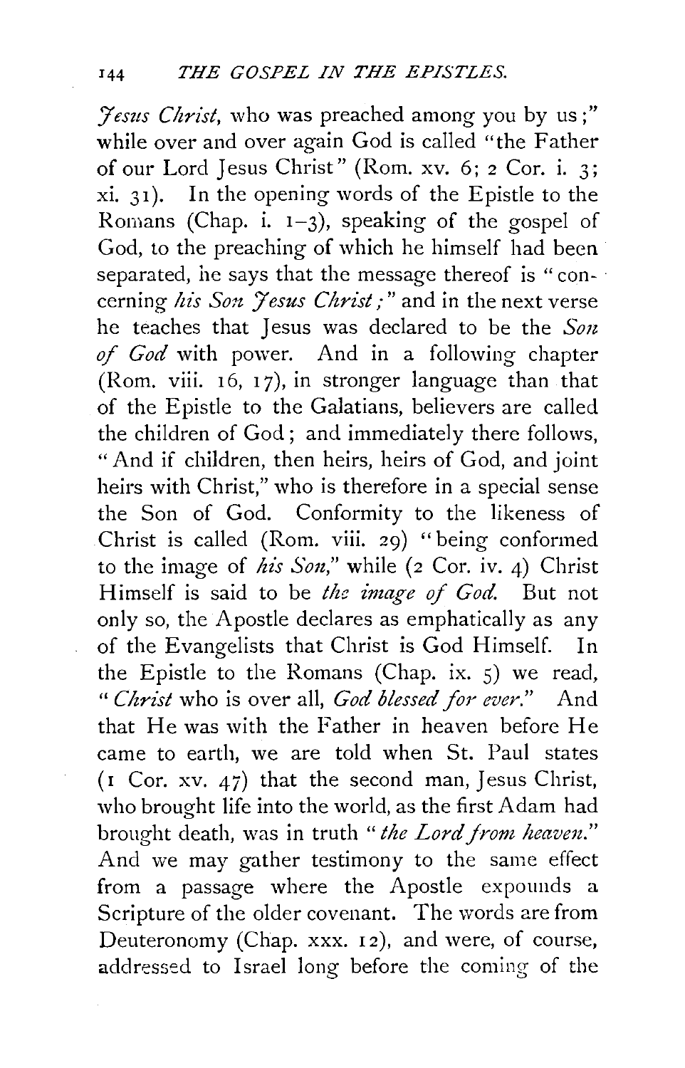*Jesus Christ*, who was preached among you by us;" while over and over again God is called "the Father of our Lord Jesus Christ" (Rom. xv. 6; 2 Cor. i. 3; xi. 31). In the opening words of the Epistle to the Romans (Chap. i. 1–3), speaking of the gospel of God, to the preaching of which he himself had been separated, he says that the message thereof is "concerning *his Son Jesus Christ;*" and in the next verse he teaches that Jesus was declared to be the *Son of God* with power. And in a following chapter (Rom. viii. 16, 17), in stronger language than that of the Epistle to the Galatians, believers are called the children of God; and immediately there follows, "And if children, then heirs, heirs of God, and joint heirs with Christ," who is therefore in a special sense the Son of God. Conformity to the likeness of Christ is called (Rom. viii. 29) "being conformed to the image of *his Son,*" while (2 Cor. iv. 4) Christ Himself is said to be *the image of God.* But not only so, the Apostle declares as emphatically as any of the Evangelists that Christ is God Himself. In the Epistle to the Romans (Chap. ix. 5) we read, "*Christ* who is over all, *God blessed for ever.*" And that He was with the Father in heaven before He came to earth, we are told when St. Paul states (1 Cor. xv. 47) that the second man, Jesus Christ, who brought life into the world, as the first Adam had brought death, was in truth "*the Lord from heaven.*" And we may gather testimony to the same effect from a passage where the Apostle expounds a Scripture of the older covenant. The words are from Deuteronomy (Chap. xxx. 12), and were, of course, addressed to Israel long before the coming of the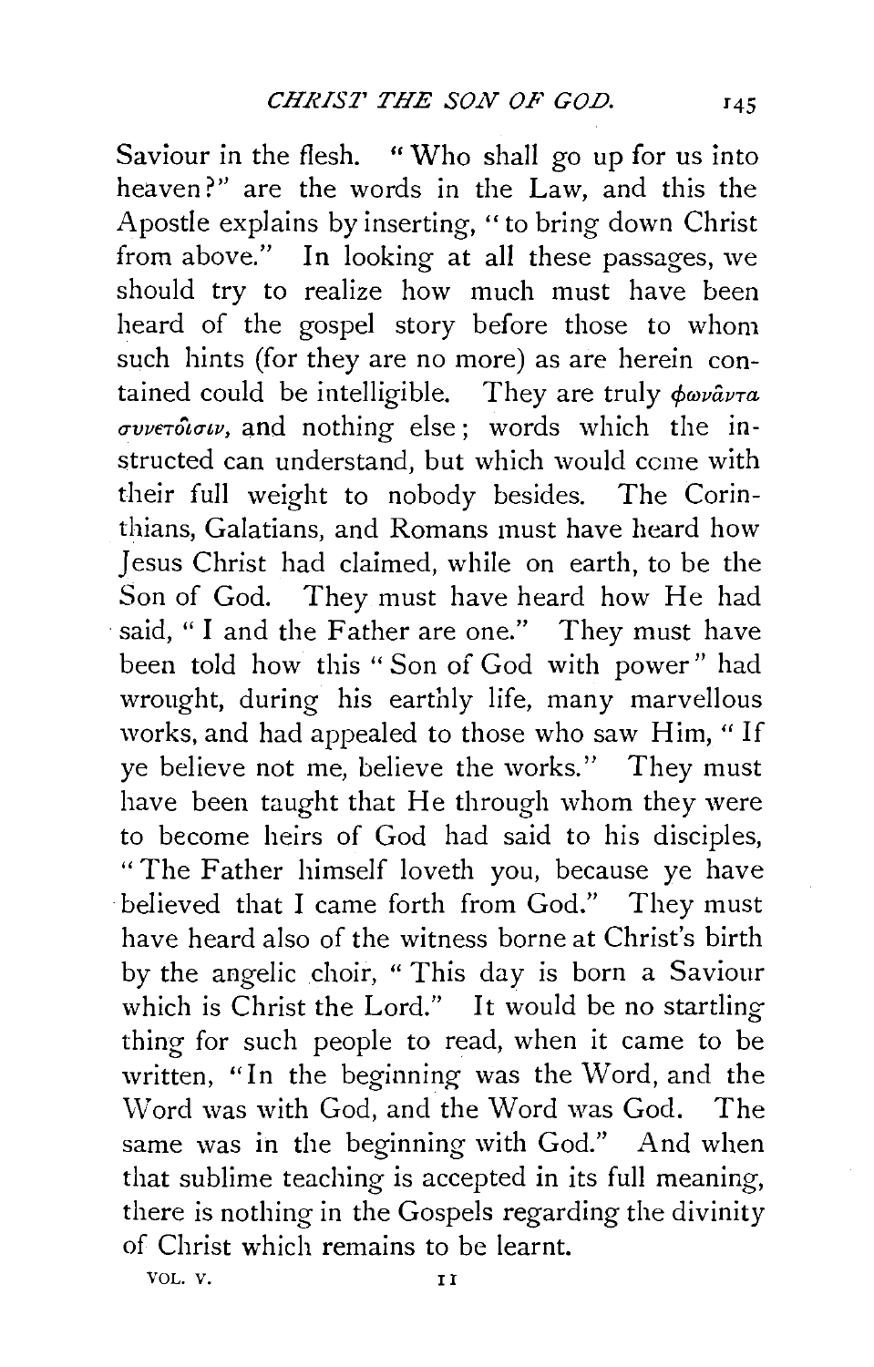Saviour in the flesh. "Who shall go up for us into heaven?" are the words in the Law, and this the Apostle explains by inserting, "to bring down Christ from above." In looking at all these passages, we should try to realize how much must have been heard of the gospel story before those to whom such hints (for they are no more) as are herein contained could be intelligible. They are truly *φωνᾶντα συνετοῖσιν*, and nothing else; words which the instructed can understand, but which would come with their full weight to nobody besides. The Corinthians, Galatians, and Romans must have heard how Jesus Christ had claimed, while on earth, to be the Son of God. They must have heard how He had said, "I and the Father are one." They must have been told how this "Son of God with power" had wrought, during his earthly life, many marvellous works, and had appealed to those who saw Him, "If ye believe not me, believe the works." They must have been taught that He through whom they were to become heirs of God had said to his disciples, "The Father himself loveth you, because ye have believed that I came forth from God." They must have heard also of the witness borne at Christ's birth by the angelic choir, "This day is born a Saviour which is Christ the Lord." It would be no startling thing for such people to read, when it came to be written, "In the beginning was the Word, and the Word was with God, and the Word was God. The same was in the beginning with God." And when that sublime teaching is accepted in its full meaning, there is nothing in the Gospels regarding the divinity of Christ which remains to be learnt.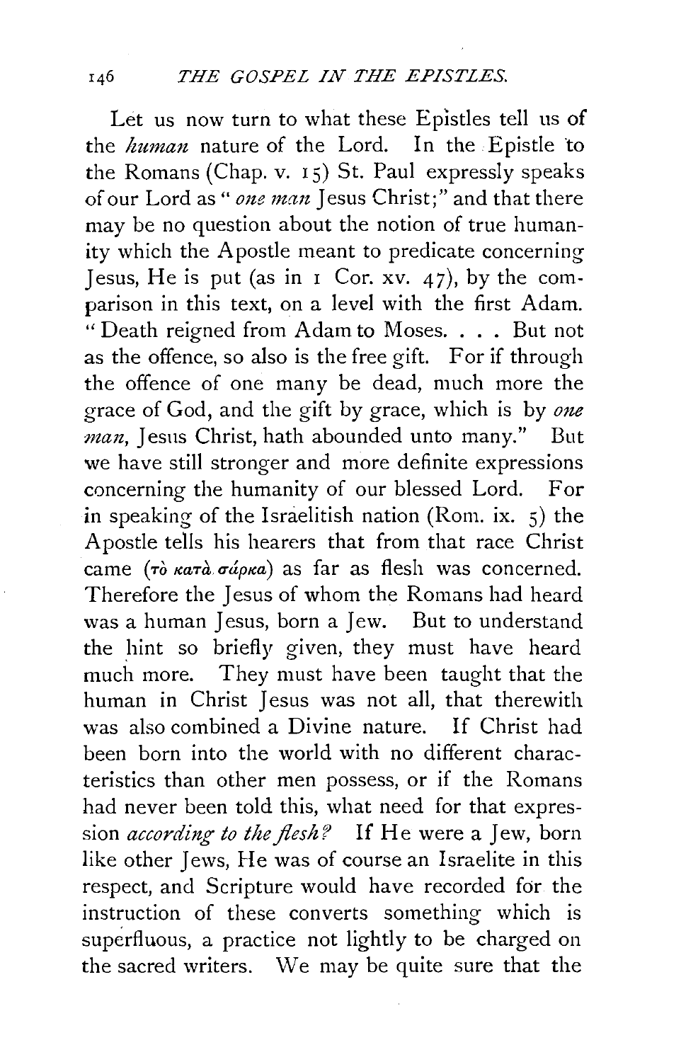Let us now turn to what these Epistles tell us of the *human* nature of the Lord. In the Epistle to the Romans (Chap. v. 15) St. Paul expressly speaks of our Lord as "*one man* Jesus Christ;" and that there may be no question about the notion of true humanity which the Apostle meant to predicate concerning Jesus, He is put (as in 1 Cor. xv. 47), by the comparison in this text, on a level with the first Adam. "Death reigned from Adam to Moses. . . . But not as the offence, so also is the free gift. For if through the offence of one many be dead, much more the grace of God, and the gift by grace, which is by *one man*, Jesus Christ, hath abounded unto many." But we have still stronger and more definite expressions concerning the humanity of our blessed Lord. For in speaking of the Israelitish nation (Rom. ix. 5) the Apostle tells his hearers that from that race Christ came (τὸ κατὰ σάρκα) as far as flesh was concerned. Therefore the Jesus of whom the Romans had heard was a human Jesus, born a Jew. But to understand the hint so briefly given, they must have heard much more. They must have been taught that the human in Christ Jesus was not all, that therewith was also combined a Divine nature. If Christ had been born into the world with no different characteristics than other men possess, or if the Romans had never been told this, what need for that expression *according to the flesh?* If He were a Jew, born like other Jews, He was of course an Israelite in this respect, and Scripture would have recorded for the instruction of these converts something which is superfluous, a practice not lightly to be charged on the sacred writers. We may be quite sure that the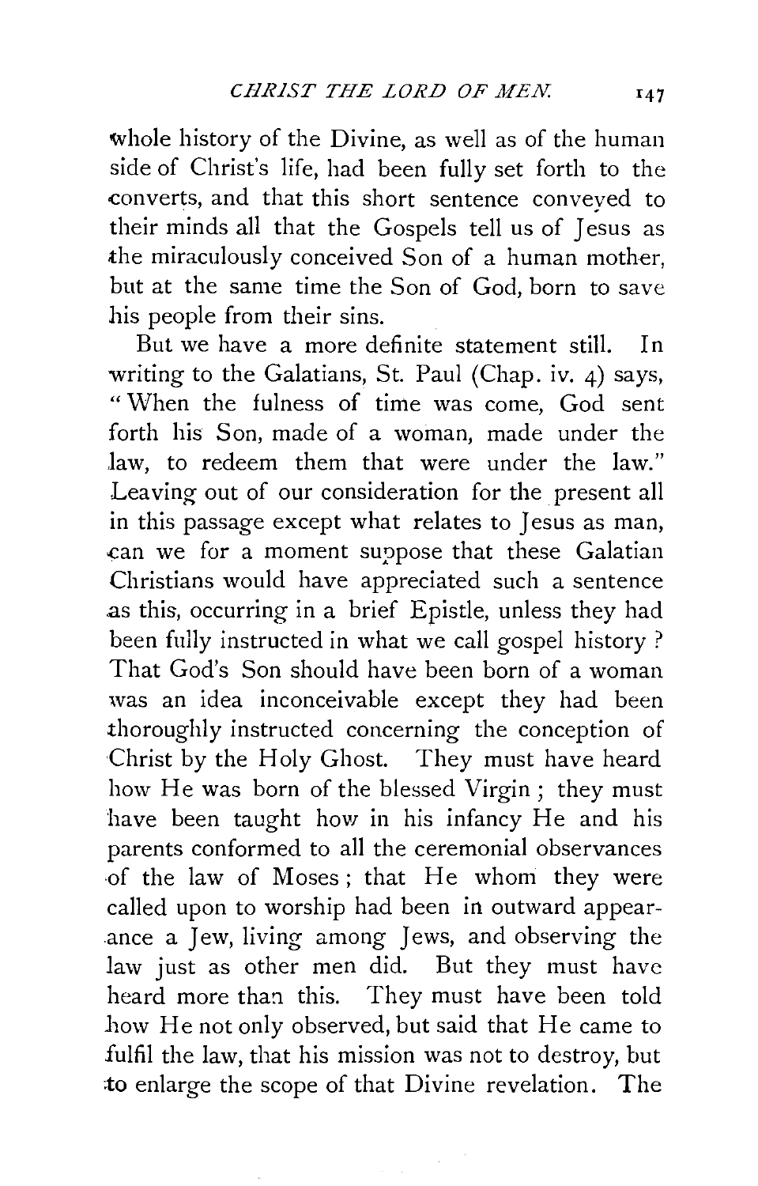whole history of the Divine, as well as of the human side of Christ's life, had been fully set forth to the converts, and that this short sentence conveyed to their minds all that the Gospels tell us of Jesus as the miraculously conceived Son of a human mother, but at the same time the Son of God, born to save his people from their sins.

But we have a more definite statement still. In writing to the Galatians, St. Paul (Chap. iv. 4) says, "When the fulness of time was come, God sent forth his Son, made of a woman, made under the law, to redeem them that were under the law." Leaving out of our consideration for the present all in this passage except what relates to Jesus as man, can we for a moment suppose that these Galatian Christians would have appreciated such a sentence as this, occurring in a brief Epistle, unless they had been fully instructed in what we call gospel history? That God's Son should have been born of a woman was an idea inconceivable except they had been thoroughly instructed concerning the conception of Christ by the Holy Ghost. They must have heard how He was born of the blessed Virgin; they must have been taught how in his infancy He and his parents conformed to all the ceremonial observances of the law of Moses; that He whom they were called upon to worship had been in outward appearance a Jew, living among Jews, and observing the law just as other men did. But they must have heard more than this. They must have been told how He not only observed, but said that He came to fulfil the law, that his mission was not to destroy, but to enlarge the scope of that Divine revelation. The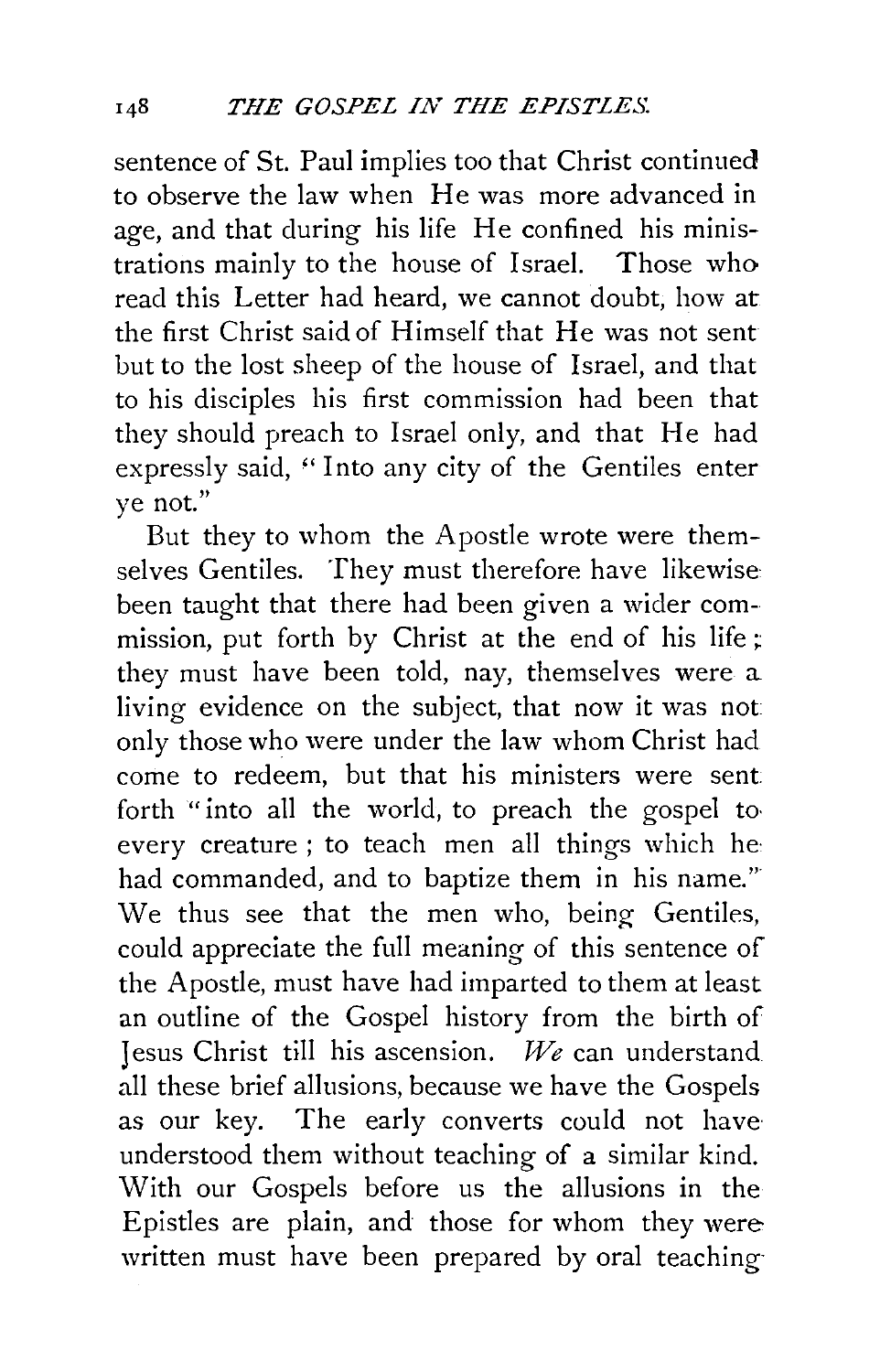sentence of St. Paul implies too that Christ continued to observe the law when He was more advanced in age, and that during his life He confined his ministrations mainly to the house of Israel. Those who read this Letter had heard, we cannot doubt, how at the first Christ said of Himself that He was not sent but to the lost sheep of the house of Israel, and that to his disciples his first commission had been that they should preach to Israel only, and that He had expressly said, "Into any city of the Gentiles enter ye not."

But they to whom the Apostle wrote were themselves Gentiles. They must therefore have likewise been taught that there had been given a wider commission, put forth by Christ at the end of his life; they must have been told, nay, themselves were a living evidence on the subject, that now it was not only those who were under the law whom Christ had come to redeem, but that his ministers were sent forth "into all the world, to preach the gospel to every creature; to teach men all things which he had commanded, and to baptize them in his name." We thus see that the men who, being Gentiles, could appreciate the full meaning of this sentence of the Apostle, must have had imparted to them at least an outline of the Gospel history from the birth of Jesus Christ till his ascension. *We* can understand all these brief allusions, because we have the Gospels as our key. The early converts could not have understood them without teaching of a similar kind. With our Gospels before us the allusions in the Epistles are plain, and those for whom they were written must have been prepared by oral teaching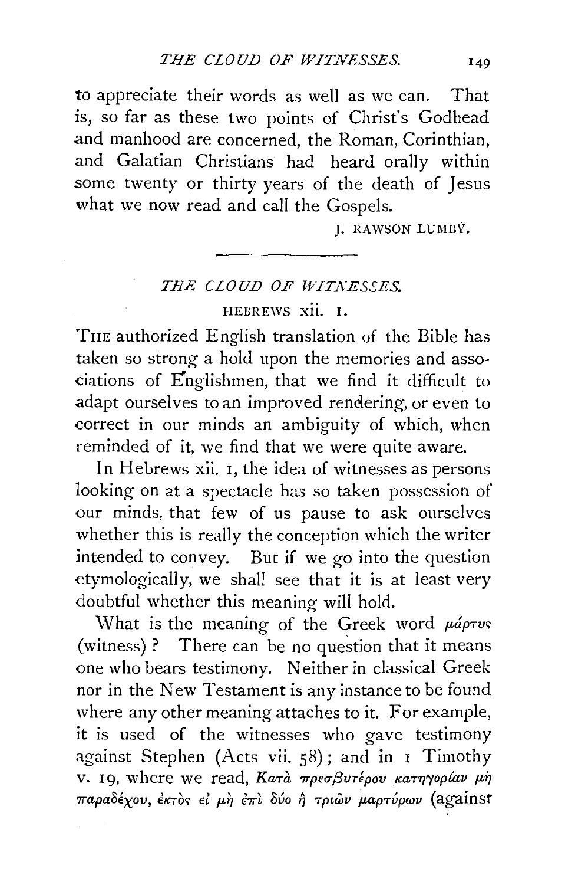to appreciate their words as well as we can. That is, so far as these two points of Christ's Godhead and manhood are concerned, the Roman, Corinthian, and Galatian Christians had heard orally within some twenty or thirty years of the death of Jesus what we now read and call the Gospels.

J. RAWSON LUMBY.

---

## *THE CLOUD OF WITNESSES.*

HEBREWS xii. 1.

THE authorized English translation of the Bible has taken so strong a hold upon the memories and associations of Englishmen, that we find it difficult to adapt ourselves to an improved rendering, or even to correct in our minds an ambiguity of which, when reminded of it, we find that we were quite aware.

In Hebrews xii. 1, the idea of witnesses as persons looking on at a spectacle has so taken possession of our minds, that few of us pause to ask ourselves whether this is really the conception which the writer intended to convey. But if we go into the question etymologically, we shall see that it is at least very doubtful whether this meaning will hold.

What is the meaning of the Greek word *μάρτυς* (witness)? There can be no question that it means one who bears testimony. Neither in classical Greek nor in the New Testament is any instance to be found where any other meaning attaches to it. For example, it is used of the witnesses who gave testimony against Stephen (Acts vii. 58); and in 1 Timothy v. 19, where we read, *Κατὰ πρεσβυτέρου κατηγορίαν μὴ παραδέχου, ἐκτὸς εἰ μὴ ἐπὶ δύο ἢ τριῶν μαρτύρων* (against